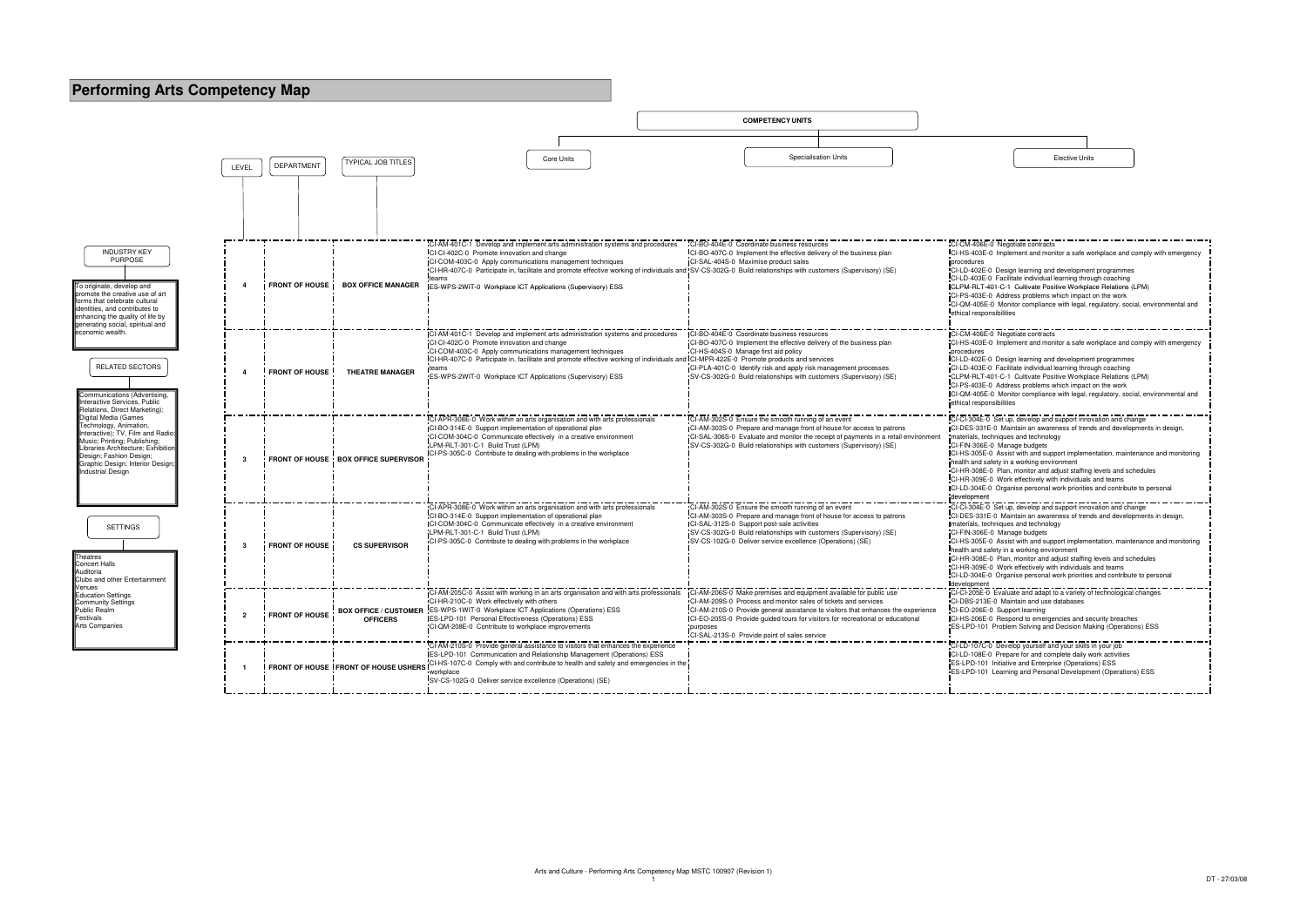# Performing Arts Competency Map

**INDUSTRY KEY PURPOSE**

To originate, develop and promote the creative use of art forms that celebrate cultural identities, and contributes to enhancing the quality of life by generating social, spiritual and economic wealth.

**RELATED SECTORS**

Communications (Advertising, Interactive Services, Public Relations, Direct Marketing); Digital Media (Games Technology, Animation, Interactive); TV, Film and Radio; Music; Printing; Publishing; Libraries Architecture; Exhibition Design; Fashion Design; Graphic Design; Interior Design; Industrial Design

**SETTINGS**

Theatres
Concert Halls
Auditoria
Clubs and other Entertainment Venues
Education Settings
Community Settings
Public Realm
Festivals
Arts Companies

**COMPETENCY UNITS**

| LEVEL | DEPARTMENT | TYPICAL JOB TITLES | Core Units | Specialisation Units | Elective Units |
|---|---|---|---|---|---|
| 4 | FRONT OF HOUSE | BOX OFFICE MANAGER | CI-AM-401C-1 Develop and implement arts administration systems and procedures<br>CI-CI-402C-0 Promote innovation and change<br>CI-COM-403C-0 Apply communications management techniques<br>CI-HR-407C-0 Participate in, facilitate and promote effective working of individuals and teams<br>ES-WPS-2WIT-0 Workplace ICT Applications (Supervisory) ESS | CI-BO-404E-0 Coordinate business resources<br>CI-BO-407C-0 Implement the effective delivery of the business plan<br>CI-SAL-404S-0 Maximise product sales<br>SV-CS-302G-0 Build relationships with customers (Supervisory) (SE) | CI-CM-406E-0 Negotiate contracts<br>CI-HS-403E-0 Implement and monitor a safe workplace and comply with emergency procedures<br>CI-LD-402E-0 Design learning and development programmes<br>CI-LD-403E-0 Facilitate individual learning through coaching<br>CLPM-RLT-401-C-1 Cultivate Positive Workplace Relations (LPM)<br>CI-PS-403E-0 Address problems which impact on the work<br>CI-QM-405E-0 Monitor compliance with legal, regulatory, social, environmental and ethical responsibilities |
| 4 | FRONT OF HOUSE | THEATRE MANAGER | CI-AM-401C-1 Develop and implement arts administration systems and procedures<br>CI-CI-402C-0 Promote innovation and change<br>CI-COM-403C-0 Apply communications management techniques<br>CI-HR-407C-0 Participate in, facilitate and promote effective working of individuals and teams<br>ES-WPS-2WIT-0 Workplace ICT Applications (Supervisory) ESS | CI-BO-404E-0 Coordinate business resources<br>CI-BO-407C-0 Implement the effective delivery of the business plan<br>CI-HS-404S-0 Manage first aid policy<br>CI-MPR-422E-0 Promote products and services<br>CI-PLA-401C-0 Identify risk and apply risk management processes<br>SV-CS-302G-0 Build relationships with customers (Supervisory) (SE) | CI-CM-406E-0 Negotiate contracts<br>CI-HS-403E-0 Implement and monitor a safe workplace and comply with emergency procedures<br>CI-LD-402E-0 Design learning and development programmes<br>CI-LD-403E-0 Facilitate individual learning through coaching<br>CLPM-RLT-401-C-1 Cultivate Positive Workplace Relations (LPM)<br>CI-PS-403E-0 Address problems which impact on the work<br>CI-QM-405E-0 Monitor compliance with legal, regulatory, social, environmental and ethical responsibilities |
| 3 | FRONT OF HOUSE | BOX OFFICE SUPERVISOR | CI-APR-308E-0 Work within an arts organisation and with arts professionals<br>CI-BO-314E-0 Support implementation of operational plan<br>CI-COM-304C-0 Communicate effectively in a creative environment<br>LPM-RLT-301-C-1 Build Trust (LPM)<br>CI-PS-305C-0 Contribute to dealing with problems in the workplace | CI-AM-302S-0 Ensure the smooth running of an event<br>CI-AM-303S-0 Prepare and manage front of house for access to patrons<br>CI-SAL-306S-0 Evaluate and monitor the receipt of payments in a retail environment<br>SV-CS-302G-0 Build relationships with customers (Supervisory) (SE) | CI-CI-304E-0 Set up, develop and support innovation and change<br>CI-DES-331E-0 Maintain an awareness of trends and developments in design, materials, techniques and technology<br>CI-FIN-306E-0 Manage budgets<br>CI-HS-305E-0 Assist with and support implementation, maintenance and monitoring health and safety in a working environment<br>CI-HR-308E-0 Plan, monitor and adjust staffing levels and schedules<br>CI-HR-309E-0 Work effectively with individuals and teams<br>CI-LD-304E-0 Organise personal work priorities and contribute to personal development |
| 3 | FRONT OF HOUSE | CS SUPERVISOR | CI-APR-308E-0 Work within an arts organisation and with arts professionals<br>CI-BO-314E-0 Support implementation of operational plan<br>CI-COM-304C-0 Communicate effectively in a creative environment<br>LPM-RLT-301-C-1 Build Trust (LPM)<br>CI-PS-305C-0 Contribute to dealing with problems in the workplace | CI-AM-302S-0 Ensure the smooth running of an event<br>CI-AM-303S-0 Prepare and manage front of house for access to patrons<br>CI-SAL-312S-0 Support post-sale activities<br>SV-CS-302G-0 Build relationships with customers (Supervisory) (SE)<br>SV-CS-102G-0 Deliver service excellence (Operations) (SE) | CI-CI-304E-0 Set up, develop and support innovation and change<br>CI-DES-331E-0 Maintain an awareness of trends and developments in design, materials, techniques and technology<br>CI-FIN-306E-0 Manage budgets<br>CI-HS-305E-0 Assist with and support implementation, maintenance and monitoring health and safety in a working environment<br>CI-HR-308E-0 Plan, monitor and adjust staffing levels and schedules<br>CI-HR-309E-0 Work effectively with individuals and teams<br>CI-LD-304E-0 Organise personal work priorities and contribute to personal development |
| 2 | FRONT OF HOUSE | BOX OFFICE / CUSTOMER OFFICERS | CI-AM-205C-0 Assist with working in an arts organisation and with arts professionals<br>CI-HR-210C-0 Work effectively with others<br>ES-WPS-1WIT-0 Workplace ICT Applications (Operations) ESS<br>ES-LPD-101 Personal Effectiveness (Operations) ESS<br>CI-QM-208E-0 Contribute to workplace improvements | CI-AM-206S-0 Make premises and equipment available for public use<br>CI-AM-209S-0 Process and monitor sales of tickets and services<br>CI-AM-210S-0 Provide general assistance to visitors that enhances the experience<br>CI-EO-205S-0 Provide guided tours for visitors for recreational or educational purposes<br>CI-SAL-213S-0 Provide point of sales service | CI-CI-205E-0 Evaluate and adapt to a variety of technological changes<br>CI-DBS-213E-0 Maintain and use databases<br>CI-EO-206E-0 Support learning<br>CI-HS-206E-0 Respond to emergencies and security breaches<br>ES-LPD-101 Problem Solving and Decision Making (Operations) ESS |
| 1 | FRONT OF HOUSE | FRONT OF HOUSE USHERS | CI-AM-210S-0 Provide general assistance to visitors that enhances the experience<br>ES-LPD-101 Communication and Relationship Management (Operations) ESS<br>CI-HS-107C-0 Comply with and contribute to health and safety and emergencies in the workplace<br>SV-CS-102G-0 Deliver service excellence (Operations) (SE) | | CI-LD-107C-0 Develop yourself and your skills in your job<br>CI-LD-108E-0 Prepare for and complete daily work activities<br>ES-LPD-101 Initiative and Enterprise (Operations) ESS<br>ES-LPD-101 Learning and Personal Development (Operations) ESS |

Arts and Culture - Performing Arts Competency Map MSTC 100907 (Revision 1)

DT - 27/03/08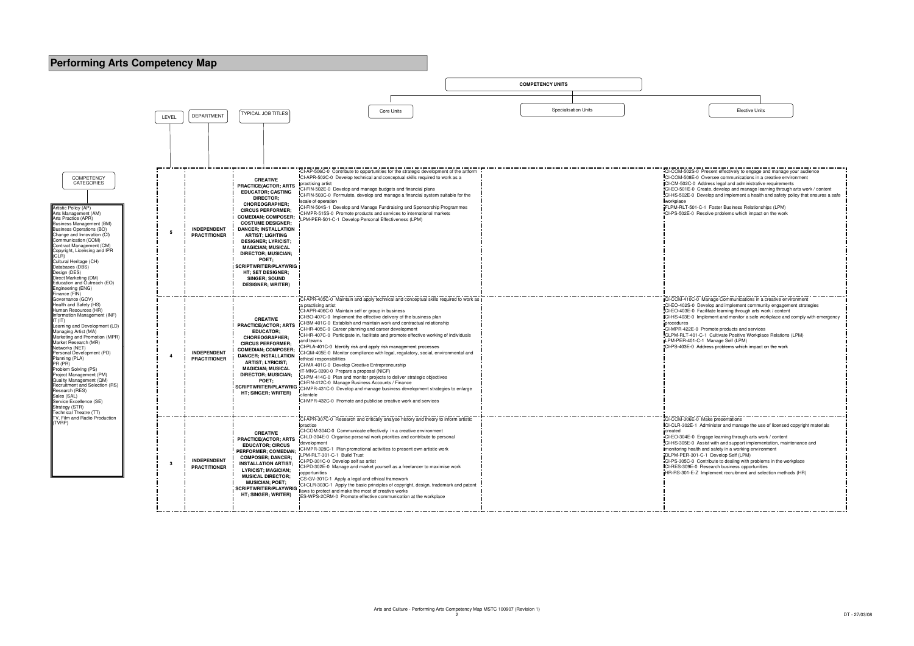# Performing Arts Competency Map

**COMPETENCY CATEGORIES**

- Artistic Policy (AP)
- Arts Management (AM)
- Arts Practice (APR)
- Business Management (BM)
- Business Operations (BO)
- Change and Innovation (CI)
- Communication (COM)
- Contract Management (CM)
- Copyright, Licensing and IPR (CLR)
- Cultural Heritage (CH)
- Databases (DBS)
- Design (DES)
- Direct Marketing (DM)
- Education and Outreach (EO)
- Engineering (ENG)
- Finance (FIN)
- Governance (GOV)
- Health and Safety (HS)
- Human Resources (HR)
- Information Management (INF)
- IT (IT)
- Learning and Development (LD)
- Managing Artist (MA)
- Marketing and Promotion (MPR)
- Market Research (MR)
- Networks (NET)
- Personal Development (PD)
- Planning (PLA)
- PR (PR)
- Problem Solving (PS)
- Project Management (PM)
- Quality Management (QM)
- Recruitment and Selection (RS)
- Research (RES)
- Sales (SAL)
- Service Excellence (SE)
- Strategy (STR)
- Technical Theatre (TT)
- TV, Film and Radio Production (TVRP)

| LEVEL | DEPARTMENT | TYPICAL JOB TITLES | COMPETENCY UNITS: Core Units | COMPETENCY UNITS: Specialisation Units | COMPETENCY UNITS: Elective Units |
|---|---|---|---|---|---|
| 5 | INDEPENDENT PRACTITIONER | CREATIVE PRACTICE(ACTOR; ARTS EDUCATOR; CASTING DIRECTOR; CHOREOGRAPHER; CIRCUS PERFORMER; COMEDIAN; COMPOSER; COSTUME DESIGNER; DANCER; INSTALLATION ARTIST; LIGHTING DESIGNER; LYRICIST; MAGICIAN; MUSICAL DIRECTOR; MUSICIAN; POET; SCRIPTWRITER/PLAYWRIGHT; SET DESIGNER; SINGER; SOUND DESIGNER; WRITER) | CI-AP-506C-0 Contribute to opportunities for the strategic development of the artform<br>CI-APR-502C-0 Develop technical and conceptual skills required to work as a practising artist<br>CI-FIN-502E-0 Develop and manage budgets and financial plans<br>CI-FIN-503C-0 Formulate, develop and manage a financial system suitable for the scale of operation<br>CI-FIN-504S-1 Develop and Manage Fundraising and Sponsorship Programmes<br>CI-MPR-515S-0 Promote products and services to international markets<br>LPM-PER-501-C-1 Develop Personal Effectiveness (LPM) | | CI-COM-502S-0 Present effectively to engage and manage your audience<br>CI-COM-508E-0 Oversee communications in a creative environment<br>CI-CM-502C-0 Address legal and administrative requirements<br>CI-EO-501E-0 Create, develop and manage learning through arts work / content<br>CI-HS-502E-0 Develop and implement a health and safety policy that ensures a safe workplace<br>FLPM-RLT-501-C-1 Foster Business Relationships (LPM)<br>CI-PS-502E-0 Resolve problems which impact on the work |
| 4 | INDEPENDENT PRACTITIONER | CREATIVE PRACTICE(ACTOR; ARTS EDUCATOR; CHOREOGRAPHER; CIRCUS PERFORMER; COMEDIAN; COMPOSER; DANCER; INSTALLATION ARTIST; LYRICIST; MAGICIAN; MUSICAL DIRECTOR; MUSICIAN; POET; SCRIPTWRITER/PLAYWRIGHT; SINGER; WRITER) | CI-APR-405C-0 Maintain and apply technical and conceptual skills required to work as a practising artist<br>CI-APR-406C-0 Maintain self or group in business<br>CI-BO-407C-0 Implement the effective delivery of the business plan<br>CI-BM-401C-0 Establish and maintain work and contractual relationship<br>CI-HR-405C-0 Career planning and career development<br>CI-HR-407C-0 Participate in, facilitate and promote effective working of individuals and teams<br>CI-PLA-401C-0 Identify risk and apply risk management processes<br>CI-QM-405E-0 Monitor compliance with legal, regulatory, social, environmental and ethical responsibilities<br>CI-MA-401C-0 Develop Creative Entrepreneurship<br>IT-MNG-0390-0 Prepare a proposal (NICF)<br>CI-PM-414C-0 Plan and monitor projects to deliver strategic objectives<br>CI-FIN-412C-0 Manage Business Accounts / Finance<br>CI-MPR-431C-0 Develop and manage business development strategies to enlarge clientele<br>CI-MPR-432C-0 Promote and publicise creative work and services | | CI-COM-410C-0 Manage Communications in a creative environment<br>CI-EO-402S-0 Develop and implement community engagement strategies<br>CI-EO-403E-0 Facilitate learning through arts work / content<br>CI-HS-403E-0 Implement and monitor a safe workplace and comply with emergency procedures<br>CI-MPR-422E-0 Promote products and services<br>CLPM-RLT-401-C-1 Cultivate Positive Workplace Relations (LPM)<br>LPM-PER-401-C-1 Manage Self (LPM)<br>CI-PS-403E-0 Address problems which impact on the work |
| 3 | INDEPENDENT PRACTITIONER | CREATIVE PRACTICE(ACTOR; ARTS EDUCATOR; CIRCUS PERFORMER; COMEDIAN; COMPOSER; DANCER; INSTALLATION ARTIST; LYRICIST; MAGICIAN; MUSICAL DIRECTOR; MUSICIAN; POET; SCRIPTWRITER/PLAYWRIGHT; SINGER; WRITER) | CI-APR-307C-0 Research and critically analyse history and theory to inform artistic practice<br>CI-COM-304C-0 Communicate effectively in a creative environment<br>CI-LD-304E-0 Organise personal work priorities and contribute to personal development<br>CI-MPR-328C-1 Plan promotional activities to present own artistic work<br>LPM-RLT-301-C-1 Build Trust<br>CI-PD-301C-0 Develop self as artist<br>CI-PD-302E-0 Manage and market yourself as a freelancer to maximise work opportunities<br>CS-GV-301C-1 Apply a legal and ethical framework<br>CI-CLR-303C-1 Apply the basic principles of copyright, design, trademark and patent laws to protect and make the most of creative works<br>ES-WPS-2CRM-0 Promote effective communication at the workplace | | CI-COM-306E-0 Make presentations<br>CI-CLR-302E-1 Administer and manage the use of licensed copyright materials created<br>CI-EO-304E-0 Engage learning through arts work / content<br>CI-HS-305E-0 Assist with and support implementation, maintenance and monitoring health and safety in a working environment<br>DLPM-PER-301-C-1 Develop Self (LPM)<br>CI-PS-305C-0 Contribute to dealing with problems in the workplace<br>CI-RES-309E-0 Research business opportunities<br>HR-RS-301-E-Z Implement recruitment and selection methods (HR) |

Arts and Culture - Performing Arts Competency Map MSTC 100907 (Revision 1)

DT - 27/03/08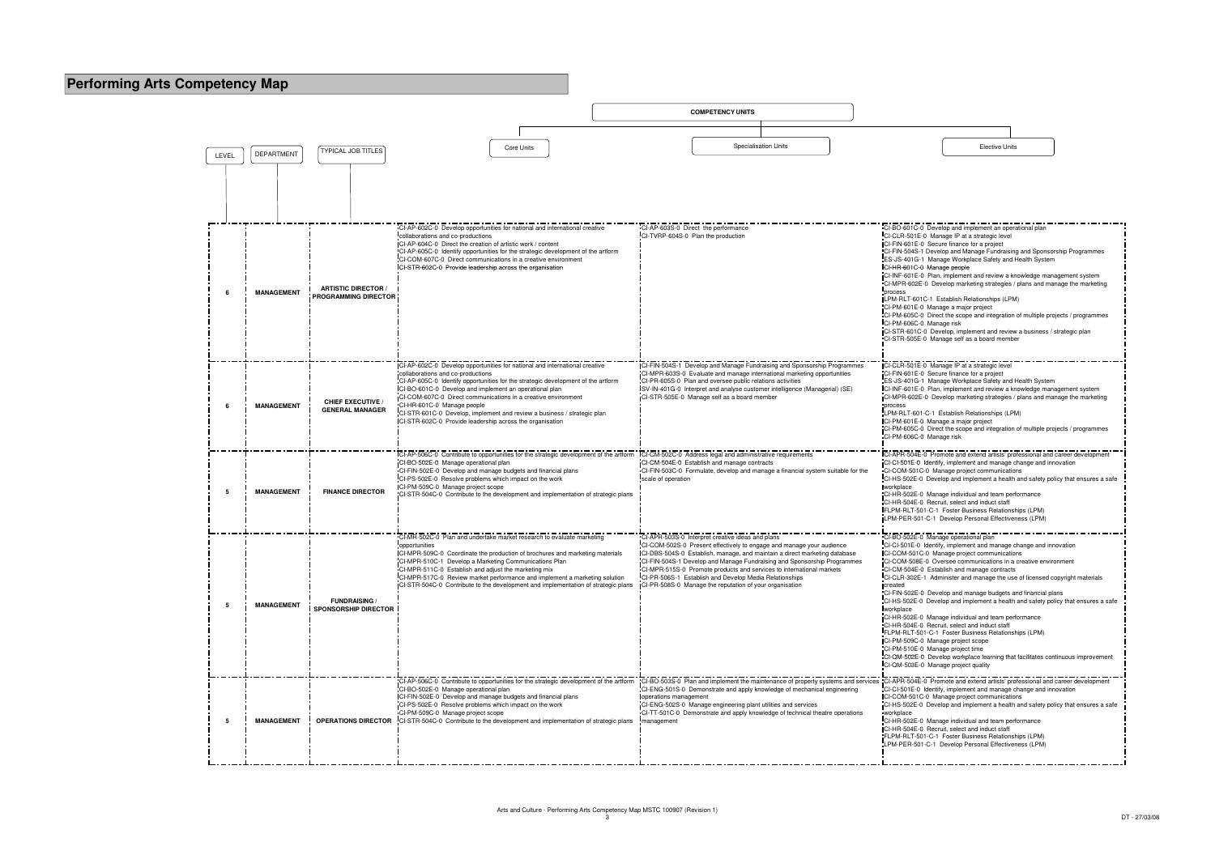# Performing Arts Competency Map

| LEVEL | DEPARTMENT | TYPICAL JOB TITLES | COMPETENCY UNITS: Core Units | Specialisation Units | Elective Units |
|---|---|---|---|---|---|
| 6 | MANAGEMENT | ARTISTIC DIRECTOR / PROGRAMMING DIRECTOR | CI-AP-602C-0 Develop opportunities for national and international creative collaborations and co-productions<br>CI-AP-604C-0 Direct the creation of artistic work / content<br>CI-AP-605C-0 Identify opportunities for the strategic development of the artform<br>CI-COM-607C-0 Direct communications in a creative environment<br>CI-STR-602C-0 Provide leadership across the organisation | CI-AP-603S-0 Direct the performance<br>CI-TVRP-604S-0 Plan the production | CI-BO-601C-0 Develop and implement an operational plan<br>CI-CLR-501E-0 Manage IP at a strategic level<br>CI-FIN-601E-0 Secure finance for a project<br>CI-FIN-504S-1 Develop and Manage Fundraising and Sponsorship Programmes<br>ES-JS-401G-1 Manage Workplace Safety and Health System<br>CI-HR-601C-0 Manage people<br>CI-INF-601E-0 Plan, implement and review a knowledge management system<br>CI-MPR-602E-0 Develop marketing strategies / plans and manage the marketing process<br>LPM-RLT-601C-1 Establish Relationships (LPM)<br>CI-PM-601E-0 Manage a major project<br>CI-PM-605C-0 Direct the scope and integration of multiple projects / programmes<br>CI-PM-606C-0 Manage risk<br>CI-STR-601C-0 Develop, implement and review a business / strategic plan<br>CI-STR-505E-0 Manage self as a board member |
| 6 | MANAGEMENT | CHIEF EXECUTIVE / GENERAL MANAGER | CI-AP-602C-0 Develop opportunities for national and international creative collaborations and co-productions<br>CI-AP-605C-0 Identify opportunities for the strategic development of the artform<br>CI-BO-601C-0 Develop and implement an operational plan<br>CI-COM-607C-0 Direct communications in a creative environment<br>CI-HR-601C-0 Manage people<br>CI-STR-601C-0 Develop, implement and review a business / strategic plan<br>CI-STR-602C-0 Provide leadership across the organisation | CI-FIN-504S-1 Develop and Manage Fundraising and Sponsorship Programmes<br>CI-MPR-603S-0 Evaluate and manage international marketing opportunities<br>CI-PR-605S-0 Plan and oversee public relations activities<br>SV-IN-401G-0 Interpret and analyse customer intelligence (Managerial) (SE)<br>CI-STR-505E-0 Manage self as a board member | CI-CLR-501E-0 Manage IP at a strategic level<br>CI-FIN-601E-0 Secure finance for a project<br>ES-JS-401G-1 Manage Workplace Safety and Health System<br>CI-INF-601E-0 Plan, implement and review a knowledge management system<br>CI-MPR-602E-0 Develop marketing strategies / plans and manage the marketing process<br>LPM-RLT-601-C-1 Establish Relationships (LPM)<br>CI-PM-601E-0 Manage a major project<br>CI-PM-605C-0 Direct the scope and integration of multiple projects / programmes<br>CI-PM-606C-0 Manage risk |
| 5 | MANAGEMENT | FINANCE DIRECTOR | CI-AP-506C-0 Contribute to opportunities for the strategic development of the artform<br>CI-BO-502E-0 Manage operational plan<br>CI-FIN-502E-0 Develop and manage budgets and financial plans<br>CI-PS-502E-0 Resolve problems which impact on the work<br>CI-PM-509C-0 Manage project scope<br>CI-STR-504C-0 Contribute to the development and implementation of strategic plans | CI-CM-502C-0 Address legal and administrative requirements<br>CI-CM-504E-0 Establish and manage contracts<br>CI-FIN-503C-0 Formulate, develop and manage a financial system suitable for the scale of operation | CI-APR-504E-0 Promote and extend artists' professional and career development<br>CI-CI-501E-0 Identify, implement and manage change and innovation<br>CI-COM-501C-0 Manage project communications<br>CI-HS-502E-0 Develop and implement a health and safety policy that ensures a safe workplace<br>CI-HR-502E-0 Manage individual and team performance<br>CI-HR-504E-0 Recruit, select and induct staff<br>FLPM-RLT-501-C-1 Foster Business Relationships (LPM)<br>LPM-PER-501-C-1 Develop Personal Effectiveness (LPM) |
| 5 | MANAGEMENT | FUNDRAISING / SPONSORSHIP DIRECTOR | CI-MR-502C-0 Plan and undertake market research to evaluate marketing opportunities<br>CI-MPR-509C-0 Coordinate the production of brochures and marketing materials<br>CI-MPR-510C-1 Develop a Marketing Communications Plan<br>CI-MPR-511C-0 Establish and adjust the marketing mix<br>CI-MPR-517C-0 Review market performance and implement a marketing solution<br>CI-STR-504C-0 Contribute to the development and implementation of strategic plans | CI-APR-503S-0 Interpret creative ideas and plans<br>CI-COM-502S-0 Present effectively to engage and manage your audience<br>CI-DBS-504S-0 Establish, manage, and maintain a direct marketing database<br>CI-FIN-504S-1 Develop and Manage Fundraising and Sponsorship Programmes<br>CI-MPR-515S-0 Promote products and services to international markets<br>CI-PR-506S-1 Establish and Develop Media Relationships<br>CI-PR-508S-0 Manage the reputation of your organisation | CI-BO-502E-0 Manage operational plan<br>CI-CI-501E-0 Identify, implement and manage change and innovation<br>CI-COM-501C-0 Manage project communications<br>CI-COM-508E-0 Oversee communications in a creative environment<br>CI-CM-504E-0 Establish and manage contracts<br>CI-CLR-302E-1 Administer and manage the use of licensed copyright materials created<br>CI-FIN-502E-0 Develop and manage budgets and financial plans<br>CI-HS-502E-0 Develop and implement a health and safety policy that ensures a safe workplace<br>CI-HR-502E-0 Manage individual and team performance<br>CI-HR-504E-0 Recruit, select and induct staff<br>FLPM-RLT-501-C-1 Foster Business Relationships (LPM)<br>CI-PM-509C-0 Manage project scope<br>CI-PM-510E-0 Manage project time<br>CI-QM-502E-0 Develop workplace learning that facilitates continuous improvement<br>CI-QM-503E-0 Manage project quality |
| 5 | MANAGEMENT | OPERATIONS DIRECTOR | CI-AP-506C-0 Contribute to opportunities for the strategic development of the artform<br>CI-BO-502E-0 Manage operational plan<br>CI-FIN-502E-0 Develop and manage budgets and financial plans<br>CI-PS-502E-0 Resolve problems which impact on the work<br>CI-PM-509C-0 Manage project scope<br>CI-STR-504C-0 Contribute to the development and implementation of strategic plans | CI-BO-503S-0 Plan and implement the maintenance of property systems and services operations management<br>CI-ENG-501S-0 Demonstrate and apply knowledge of mechanical engineering<br>CI-ENG-502S-0 Manage engineering plant utilities and services<br>CI-TT-501C-0 Demonstrate and apply knowledge of technical theatre operations management | CI-APR-504E-0 Promote and extend artists' professional and career development<br>CI-CI-501E-0 Identify, implement and manage change and innovation<br>CI-COM-501C-0 Manage project communications<br>CI-HS-502E-0 Develop and implement a health and safety policy that ensures a safe workplace<br>CI-HR-502E-0 Manage individual and team performance<br>CI-HR-504E-0 Recruit, select and induct staff<br>FLPM-RLT-501-C-1 Foster Business Relationships (LPM)<br>LPM-PER-501-C-1 Develop Personal Effectiveness (LPM) |

Arts and Culture - Performing Arts Competency Map MSTC 100907 (Revision 1)

DT - 27/03/08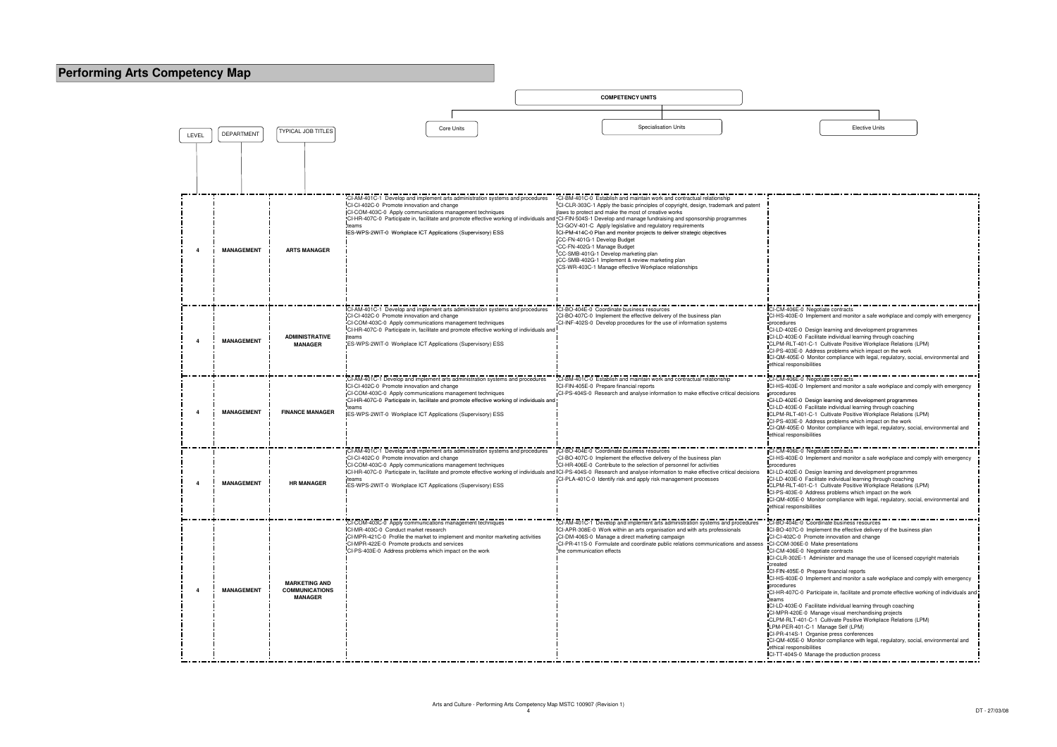# Performing Arts Competency Map

| LEVEL | DEPARTMENT | TYPICAL JOB TITLES | COMPETENCY UNITS: Core Units | Specialisation Units | Elective Units |
|---|---|---|---|---|---|
| 4 | MANAGEMENT | ARTS MANAGER | CI-AM-401C-1 Develop and implement arts administration systems and procedures<br>CI-CI-402C-0 Promote innovation and change<br>CI-COM-403C-0 Apply communications management techniques<br>CI-HR-407C-0 Participate in, facilitate and promote effective working of individuals and teams<br>ES-WPS-2WIT-0 Workplace ICT Applications (Supervisory) ESS | CI-BM-401C-0 Establish and maintain work and contractual relationship<br>CI-CLR-303C-1 Apply the basic principles of copyright, design, trademark and patent laws to protect and make the most of creative works<br>CI-FIN-504S-1 Develop and manage fundraising and sponsorship programmes<br>CI-GOV-401-C Apply legislative and regulatory requirements<br>CI-PM-414C-0 Plan and monitor projects to deliver strategic objectives<br>CC-FN-401G-1 Develop Budget<br>CC-FN-402G-1 Manage Budget<br>CC-SMB-401G-1 Develop marketing plan<br>CC-SMB-402G-1 Implement & review marketing plan<br>CS-WR-403C-1 Manage effective Workplace relationships | |
| 4 | MANAGEMENT | ADMINISTRATIVE MANAGER | CI-AM-401C-1 Develop and implement arts administration systems and procedures<br>CI-CI-402C-0 Promote innovation and change<br>CI-COM-403C-0 Apply communications management techniques<br>CI-HR-407C-0 Participate in, facilitate and promote effective working of individuals and teams<br>ES-WPS-2WIT-0 Workplace ICT Applications (Supervisory) ESS | CI-BO-404E-0 Coordinate business resources<br>CI-BO-407C-0 Implement the effective delivery of the business plan<br>CI-INF-402S-0 Develop procedures for the use of information systems | CI-CM-406E-0 Negotiate contracts<br>CI-HS-403E-0 Implement and monitor a safe workplace and comply with emergency procedures<br>CI-LD-402E-0 Design learning and development programmes<br>CI-LD-403E-0 Facilitate individual learning through coaching<br>CLPM-RLT-401-C-1 Cultivate Positive Workplace Relations (LPM)<br>CI-PS-403E-0 Address problems which impact on the work<br>CI-QM-405E-0 Monitor compliance with legal, regulatory, social, environmental and ethical responsibilities |
| 4 | MANAGEMENT | FINANCE MANAGER | CI-AM-401C-1 Develop and implement arts administration systems and procedures<br>CI-CI-402C-0 Promote innovation and change<br>CI-COM-403C-0 Apply communications management techniques<br>CI-HR-407C-0 Participate in, facilitate and promote effective working of individuals and teams<br>ES-WPS-2WIT-0 Workplace ICT Applications (Supervisory) ESS | CI-BM-401C-0 Establish and maintain work and contractual relationship<br>CI-FIN-405E-0 Prepare financial reports<br>CI-PS-404S-0 Research and analyse information to make effective critical decisions | CI-CM-406E-0 Negotiate contracts<br>CI-HS-403E-0 Implement and monitor a safe workplace and comply with emergency procedures<br>CI-LD-402E-0 Design learning and development programmes<br>CI-LD-403E-0 Facilitate individual learning through coaching<br>CLPM-RLT-401-C-1 Cultivate Positive Workplace Relations (LPM)<br>CI-PS-403E-0 Address problems which impact on the work<br>CI-QM-405E-0 Monitor compliance with legal, regulatory, social, environmental and ethical responsibilities |
| 4 | MANAGEMENT | HR MANAGER | CI-AM-401C-1 Develop and implement arts administration systems and procedures<br>CI-CI-402C-0 Promote innovation and change<br>CI-COM-403C-0 Apply communications management techniques<br>CI-HR-407C-0 Participate in, facilitate and promote effective working of individuals and teams<br>ES-WPS-2WIT-0 Workplace ICT Applications (Supervisory) ESS | CI-BO-404E-0 Coordinate business resources<br>CI-BO-407C-0 Implement the effective delivery of the business plan<br>CI-HR-406E-0 Contribute to the selection of personnel for activities<br>CI-PS-404S-0 Research and analyse information to make effective critical decisions<br>CI-PLA-401C-0 Identify risk and apply risk management processes | CI-CM-406E-0 Negotiate contracts<br>CI-HS-403E-0 Implement and monitor a safe workplace and comply with emergency procedures<br>CI-LD-402E-0 Design learning and development programmes<br>CI-LD-403E-0 Facilitate individual learning through coaching<br>CLPM-RLT-401-C-1 Cultivate Positive Workplace Relations (LPM)<br>CI-PS-403E-0 Address problems which impact on the work<br>CI-QM-405E-0 Monitor compliance with legal, regulatory, social, environmental and ethical responsibilities |
| 4 | MANAGEMENT | MARKETING AND COMMUNICATIONS MANAGER | CI-COM-403C-0 Apply communications management techniques<br>CI-MR-403C-0 Conduct market research<br>CI-MPR-421C-0 Profile the market to implement and monitor marketing activities<br>CI-MPR-422E-0 Promote products and services<br>CI-PS-403E-0 Address problems which impact on the work | CI-AM-401C-1 Develop and implement arts administration systems and procedures<br>CI-APR-308E-0 Work within an arts organisation and with arts professionals<br>CI-DM-406S-0 Manage a direct marketing campaign<br>CI-PR-411S-0 Formulate and coordinate public relations communications and assess the communication effects | CI-BO-404E-0 Coordinate business resources<br>CI-BO-407C-0 Implement the effective delivery of the business plan<br>CI-CI-402C-0 Promote innovation and change<br>CI-COM-306E-0 Make presentations<br>CI-CM-406E-0 Negotiate contracts<br>CI-CLR-302E-1 Administer and manage the use of licensed copyright materials created<br>CI-FIN-405E-0 Prepare financial reports<br>CI-HS-403E-0 Implement and monitor a safe workplace and comply with emergency procedures<br>CI-HR-407C-0 Participate in, facilitate and promote effective working of individuals and teams<br>CI-LD-403E-0 Facilitate individual learning through coaching<br>CI-MPR-420E-0 Manage visual merchandising projects<br>CLPM-RLT-401-C-1 Cultivate Positive Workplace Relations (LPM)<br>LPM-PER-401-C-1 Manage Self (LPM)<br>CI-PR-414S-1 Organise press conferences<br>CI-QM-405E-0 Monitor compliance with legal, regulatory, social, environmental and ethical responsibilities<br>CI-TT-404S-0 Manage the production process |

Arts and Culture - Performing Arts Competency Map MSTC 100907 (Revision 1)

DT - 27/03/08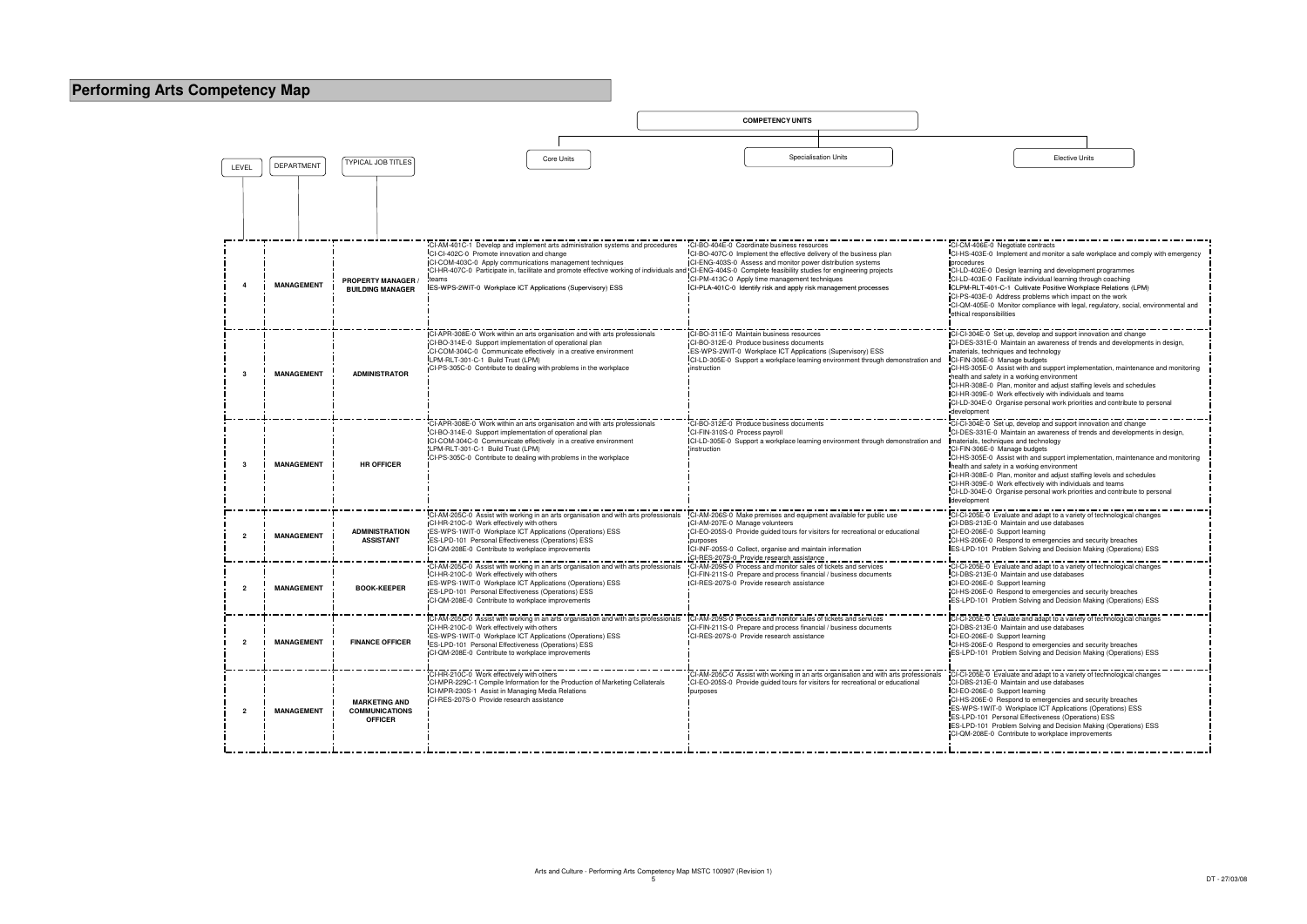# Performing Arts Competency Map

| LEVEL | DEPARTMENT | TYPICAL JOB TITLES | COMPETENCY UNITS: Core Units | Specialisation Units | Elective Units |
|---|---|---|---|---|---|
| 4 | MANAGEMENT | PROPERTY MANAGER / BUILDING MANAGER | CI-AM-401C-1 Develop and implement arts administration systems and procedures<br>CI-CI-402C-0 Promote innovation and change<br>CI-COM-403C-0 Apply communications management techniques<br>CI-HR-407C-0 Participate in, facilitate and promote effective working of individuals and teams<br>ES-WPS-2WIT-0 Workplace ICT Applications (Supervisory) ESS | CI-BO-404E-0 Coordinate business resources<br>CI-BO-407C-0 Implement the effective delivery of the business plan<br>CI-ENG-403S-0 Assess and monitor power distribution systems<br>CI-ENG-404S-0 Complete feasibility studies for engineering projects<br>CI-PM-413C-0 Apply time management techniques<br>CI-PLA-401C-0 Identify risk and apply risk management processes | CI-CM-406E-0 Negotiate contracts<br>CI-HS-403E-0 Implement and monitor a safe workplace and comply with emergency procedures<br>CI-LD-402E-0 Design learning and development programmes<br>CI-LD-403E-0 Facilitate individual learning through coaching<br>CLPM-RLT-401-C-1 Cultivate Positive Workplace Relations (LPM)<br>CI-PS-403E-0 Address problems which impact on the work<br>CI-QM-405E-0 Monitor compliance with legal, regulatory, social, environmental and ethical responsibilities |
| 3 | MANAGEMENT | ADMINISTRATOR | CI-APR-308E-0 Work within an arts organisation and with arts professionals<br>CI-BO-314E-0 Support implementation of operational plan<br>CI-COM-304C-0 Communicate effectively in a creative environment<br>LPM-RLT-301-C-1 Build Trust (LPM)<br>CI-PS-305C-0 Contribute to dealing with problems in the workplace | CI-BO-311E-0 Maintain business resources<br>CI-BO-312E-0 Produce business documents<br>ES-WPS-2WIT-0 Workplace ICT Applications (Supervisory) ESS<br>CI-LD-305E-0 Support a workplace learning environment through demonstration and instruction | CI-CI-304E-0 Set up, develop and support innovation and change<br>CI-DES-331E-0 Maintain an awareness of trends and developments in design, materials, techniques and technology<br>CI-FIN-306E-0 Manage budgets<br>CI-HS-305E-0 Assist with and support implementation, maintenance and monitoring health and safety in a working environment<br>CI-HR-308E-0 Plan, monitor and adjust staffing levels and schedules<br>CI-HR-309E-0 Work effectively with individuals and teams<br>CI-LD-304E-0 Organise personal work priorities and contribute to personal development |
| 3 | MANAGEMENT | HR OFFICER | CI-APR-308E-0 Work within an arts organisation and with arts professionals<br>CI-BO-314E-0 Support implementation of operational plan<br>CI-COM-304C-0 Communicate effectively in a creative environment<br>LPM-RLT-301-C-1 Build Trust (LPM)<br>CI-PS-305C-0 Contribute to dealing with problems in the workplace | CI-BO-312E-0 Produce business documents<br>CI-FIN-310S-0 Process payroll<br>CI-LD-305E-0 Support a workplace learning environment through demonstration and instruction | CI-CI-304E-0 Set up, develop and support innovation and change<br>CI-DES-331E-0 Maintain an awareness of trends and developments in design, materials, techniques and technology<br>CI-FIN-306E-0 Manage budgets<br>CI-HS-305E-0 Assist with and support implementation, maintenance and monitoring health and safety in a working environment<br>CI-HR-308E-0 Plan, monitor and adjust staffing levels and schedules<br>CI-HR-309E-0 Work effectively with individuals and teams<br>CI-LD-304E-0 Organise personal work priorities and contribute to personal development |
| 2 | MANAGEMENT | ADMINISTRATION ASSISTANT | CI-AM-205C-0 Assist with working in an arts organisation and with arts professionals<br>CI-HR-210C-0 Work effectively with others<br>ES-WPS-1WIT-0 Workplace ICT Applications (Operations) ESS<br>ES-LPD-101 Personal Effectiveness (Operations) ESS<br>CI-QM-208E-0 Contribute to workplace improvements | CI-AM-206S-0 Make premises and equipment available for public use<br>CI-AM-207E-0 Manage volunteers<br>CI-EO-205S-0 Provide guided tours for visitors for recreational or educational purposes<br>CI-INF-205E-0 Collect, organise and maintain information<br>CI-RES-207S-0 Provide research assistance | CI-CI-205E-0 Evaluate and adapt to a variety of technological changes<br>CI-DBS-213E-0 Maintain and use databases<br>CI-EO-206E-0 Support learning<br>CI-HS-206E-0 Respond to emergencies and security breaches<br>ES-LPD-101 Problem Solving and Decision Making (Operations) ESS |
| 2 | MANAGEMENT | BOOK-KEEPER | CI-AM-205C-0 Assist with working in an arts organisation and with arts professionals<br>CI-HR-210C-0 Work effectively with others<br>ES-WPS-1WIT-0 Workplace ICT Applications (Operations) ESS<br>ES-LPD-101 Personal Effectiveness (Operations) ESS<br>CI-QM-208E-0 Contribute to workplace improvements | CI-AM-209S-0 Process and monitor sales of tickets and services<br>CI-FIN-211S-0 Prepare and process financial / business documents<br>CI-RES-207S-0 Provide research assistance | CI-CI-205E-0 Evaluate and adapt to a variety of technological changes<br>CI-DBS-213E-0 Maintain and use databases<br>CI-EO-206E-0 Support learning<br>CI-HS-206E-0 Respond to emergencies and security breaches<br>ES-LPD-101 Problem Solving and Decision Making (Operations) ESS |
| 2 | MANAGEMENT | FINANCE OFFICER | CI-AM-205C-0 Assist with working in an arts organisation and with arts professionals<br>CI-HR-210C-0 Work effectively with others<br>ES-WPS-1WIT-0 Workplace ICT Applications (Operations) ESS<br>ES-LPD-101 Personal Effectiveness (Operations) ESS<br>CI-QM-208E-0 Contribute to workplace improvements | CI-AM-209S-0 Process and monitor sales of tickets and services<br>CI-FIN-211S-0 Prepare and process financial / business documents<br>CI-RES-207S-0 Provide research assistance | CI-CI-205E-0 Evaluate and adapt to a variety of technological changes<br>CI-DBS-213E-0 Maintain and use databases<br>CI-EO-206E-0 Support learning<br>CI-HS-206E-0 Respond to emergencies and security breaches<br>ES-LPD-101 Problem Solving and Decision Making (Operations) ESS |
| 2 | MANAGEMENT | MARKETING AND COMMUNICATIONS OFFICER | CI-HR-210C-0 Work effectively with others<br>CI-MPR-229C-1 Compile Information for the Production of Marketing Collaterals<br>CI-MPR-230S-1 Assist in Managing Media Relations<br>CI-RES-207S-0 Provide research assistance | CI-AM-205C-0 Assist with working in an arts organisation and with arts professionals<br>CI-EO-205S-0 Provide guided tours for visitors for recreational or educational purposes | CI-CI-205E-0 Evaluate and adapt to a variety of technological changes<br>CI-DBS-213E-0 Maintain and use databases<br>CI-EO-206E-0 Support learning<br>CI-HS-206E-0 Respond to emergencies and security breaches<br>ES-WPS-1WIT-0 Workplace ICT Applications (Operations) ESS<br>ES-LPD-101 Personal Effectiveness (Operations) ESS<br>ES-LPD-101 Problem Solving and Decision Making (Operations) ESS<br>CI-QM-208E-0 Contribute to workplace improvements |

Arts and Culture - Performing Arts Competency Map MSTC 100907 (Revision 1)

DT - 27/03/08